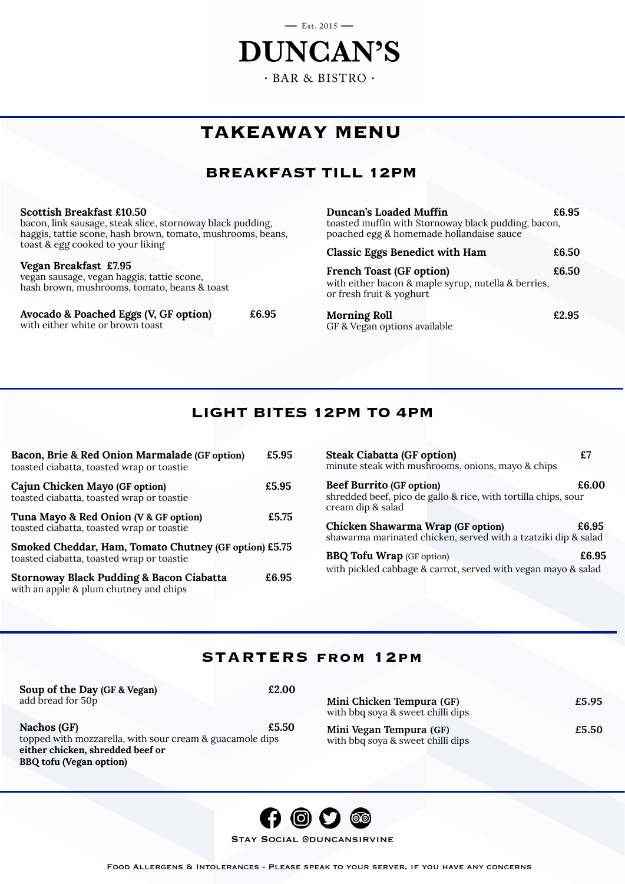— Est. 2015 —

# DUNCAN'S

· BAR & BISTRO ·

## TAKEAWAY MENU

### BREAKFAST TILL 12PM

**Scottish Breakfast £10.50**
bacon, link sausage, steak slice, stornoway black pudding, haggis, tattie scone, hash brown, tomato, mushrooms, beans, toast & egg cooked to your liking

**Vegan Breakfast £7.95**
vegan sausage, vegan haggis, tattie scone, hash brown, mushrooms, tomato, beans & toast

**Avocado & Poached Eggs (V, GF option)** **£6.95**
with either white or brown toast

**Duncan's Loaded Muffin** **£6.95**
toasted muffin with Stornoway black pudding, bacon, poached egg & homemade hollandaise sauce

**Classic Eggs Benedict with Ham** **£6.50**

**French Toast (GF option)** **£6.50**
with either bacon & maple syrup, nutella & berries, or fresh fruit & yoghurt

**Morning Roll** **£2.95**
GF & Vegan options available

### LIGHT BITES 12PM TO 4PM

**Bacon, Brie & Red Onion Marmalade (GF option)** **£5.95**
toasted ciabatta, toasted wrap or toastie

**Cajun Chicken Mayo (GF option)** **£5.95**
toasted ciabatta, toasted wrap or toastie

**Tuna Mayo & Red Onion (V & GF option)** **£5.75**
toasted ciabatta, toasted wrap or toastie

**Smoked Cheddar, Ham, Tomato Chutney (GF option) £5.75**
toasted ciabatta, toasted wrap or toastie

**Stornoway Black Pudding & Bacon Ciabatta** **£6.95**
with an apple & plum chutney and chips

**Steak Ciabatta (GF option)** **£7**
minute steak with mushrooms, onions, mayo & chips

**Beef Burrito (GF option)** **£6.00**
shredded beef, pico de gallo & rice, with tortilla chips, sour cream dip & salad

**Chicken Shawarma Wrap (GF option)** **£6.95**
shawarma marinated chicken, served with a tzatziki dip & salad

**BBQ Tofu Wrap** (GF option) **£6.95**
with pickled cabbage & carrot, served with vegan mayo & salad

### STARTERS FROM 12PM

**Soup of the Day (GF & Vegan)** **£2.00**
add bread for 50p

**Nachos (GF)** **£5.50**
topped with mozzarella, with sour cream & guacamole dips
**either chicken, shredded beef or BBQ tofu (Vegan option)**

**Mini Chicken Tempura (GF)** **£5.95**
with bbq soya & sweet chilli dips

**Mini Vegan Tempura (GF)** **£5.50**
with bbq soya & sweet chilli dips

Stay Social @duncansirvine

Food Allergens & Intolerances - Please speak to your server, if you have any concerns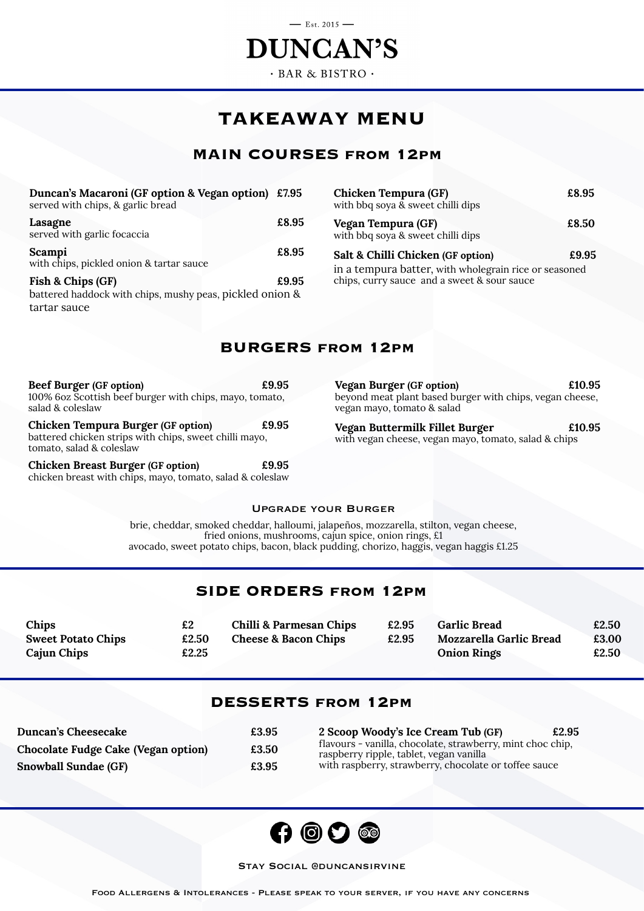— Est. 2015 —

# DUNCAN'S

· BAR & BISTRO ·

## TAKEAWAY MENU

### MAIN COURSES FROM 12PM

**Duncan's Macaroni (GF option & Vegan option)** **£7.95**
served with chips, & garlic bread

**Lasagne** **£8.95**
served with garlic focaccia

**Scampi** **£8.95**
with chips, pickled onion & tartar sauce

**Fish & Chips (GF)** **£9.95**
battered haddock with chips, mushy peas, pickled onion & tartar sauce

**Chicken Tempura (GF)** **£8.95**
with bbq soya & sweet chilli dips

**Vegan Tempura (GF)** **£8.50**
with bbq soya & sweet chilli dips

**Salt & Chilli Chicken (GF option)** **£9.95**
in a tempura batter, with wholegrain rice or seasoned chips, curry sauce and a sweet & sour sauce

### BURGERS FROM 12PM

**Beef Burger (GF option)** **£9.95**
100% 6oz Scottish beef burger with chips, mayo, tomato, salad & coleslaw

**Chicken Tempura Burger (GF option)** **£9.95**
battered chicken strips with chips, sweet chilli mayo, tomato, salad & coleslaw

**Chicken Breast Burger (GF option)** **£9.95**
chicken breast with chips, mayo, tomato, salad & coleslaw

**Vegan Burger (GF option)** **£10.95**
beyond meat plant based burger with chips, vegan cheese, vegan mayo, tomato & salad

**Vegan Buttermilk Fillet Burger** **£10.95**
with vegan cheese, vegan mayo, tomato, salad & chips

#### Upgrade your Burger

brie, cheddar, smoked cheddar, halloumi, jalapeños, mozzarella, stilton, vegan cheese, fried onions, mushrooms, cajun spice, onion rings, £1
avocado, sweet potato chips, bacon, black pudding, chorizo, haggis, vegan haggis £1.25

### SIDE ORDERS FROM 12PM

| | | | | | |
|---|---|---|---|---|---|
| **Chips** | **£2** | **Chilli & Parmesan Chips** | **£2.95** | **Garlic Bread** | **£2.50** |
| **Sweet Potato Chips** | **£2.50** | **Cheese & Bacon Chips** | **£2.95** | **Mozzarella Garlic Bread** | **£3.00** |
| **Cajun Chips** | **£2.25** | | | **Onion Rings** | **£2.50** |

### DESSERTS FROM 12PM

**Duncan's Cheesecake** **£3.95**

**Chocolate Fudge Cake (Vegan option)** **£3.50**

**Snowball Sundae (GF)** **£3.95**

**2 Scoop Woody's Ice Cream Tub (GF)** **£2.95**
flavours - vanilla, chocolate, strawberry, mint choc chip, raspberry ripple, tablet, vegan vanilla
with raspberry, strawberry, chocolate or toffee sauce

Stay Social @duncansirvine

Food Allergens & Intolerances - Please speak to your server, if you have any concerns